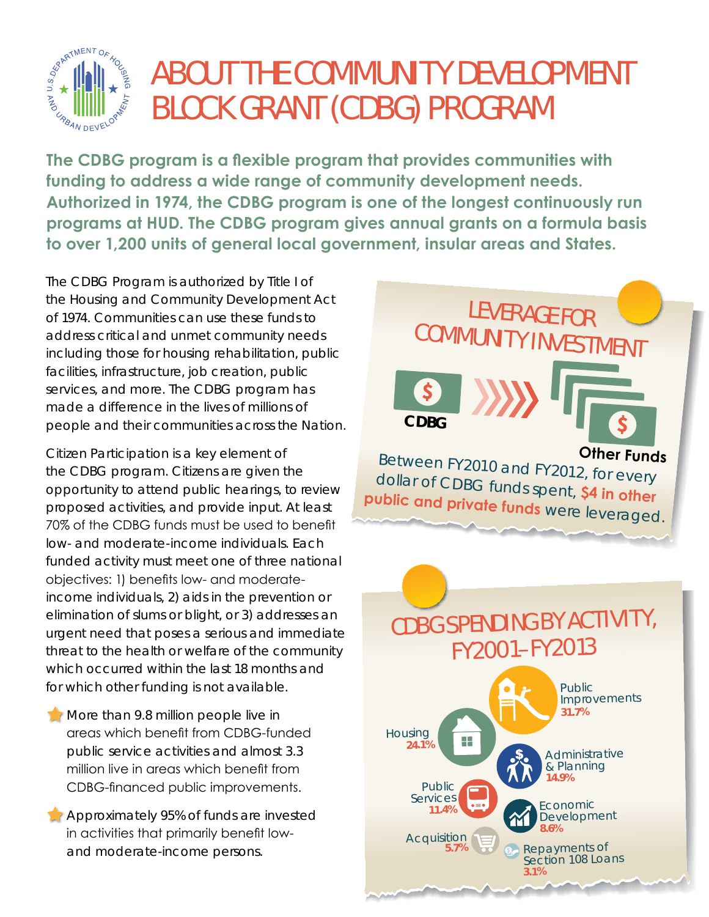# ABOUT THE COMMUNITY DEVELOPMENT BLOCK GRANT (CDBG) PROGRAM

**The CDBG program is a flexible program that provides communities with funding to address a wide range of community development needs. Authorized in 1974, the CDBG program is one of the longest continuously run programs at HUD. The CDBG program gives annual grants on a formula basis to over 1,200 units of general local government, insular areas and States.**

The CDBG Program is authorized by Title I of the Housing and Community Development Act of 1974. Communities can use these funds to address critical and unmet community needs including those for housing rehabilitation, public facilities, infrastructure, job creation, public services, and more. The CDBG program has made a difference in the lives of millions of people and their communities across the Nation.

Citizen Participation is a key element of the CDBG program. Citizens are given the opportunity to attend public hearings, to review proposed activities, and provide input. At least 70% of the CDBG funds must be used to benefit low- and moderate-income individuals. Each funded activity must meet one of three national objectives: 1) benefits low- and moderate-income individuals, 2) aids in the prevention or elimination of slums or blight, or 3) addresses an urgent need that poses a serious and immediate threat to the health or welfare of the community which occurred within the last 18 months and for which other funding is not available.

- More than 9.8 million people live in areas which benefit from CDBG-funded public service activities and almost 3.3 million live in areas which benefit from CDBG-financed public improvements.
- Approximately 95% of funds are invested in activities that primarily benefit low- and moderate-income persons.

## LEVERAGE FOR COMMUNITY INVESTMENT

CDBG → Other Funds

Between FY2010 and FY2012, for every dollar of CDBG funds spent, **$4 in other public and private funds** were leveraged.

## CDBG SPENDING BY ACTIVITY, FY2001–FY2013

- Public Improvements **31.7%**
- Housing **24.1%**
- Administrative & Planning **14.9%**
- Public Services **11.4%**
- Economic Development **8.6%**
- Acquisition **5.7%**
- Repayments of Section 108 Loans **3.1%**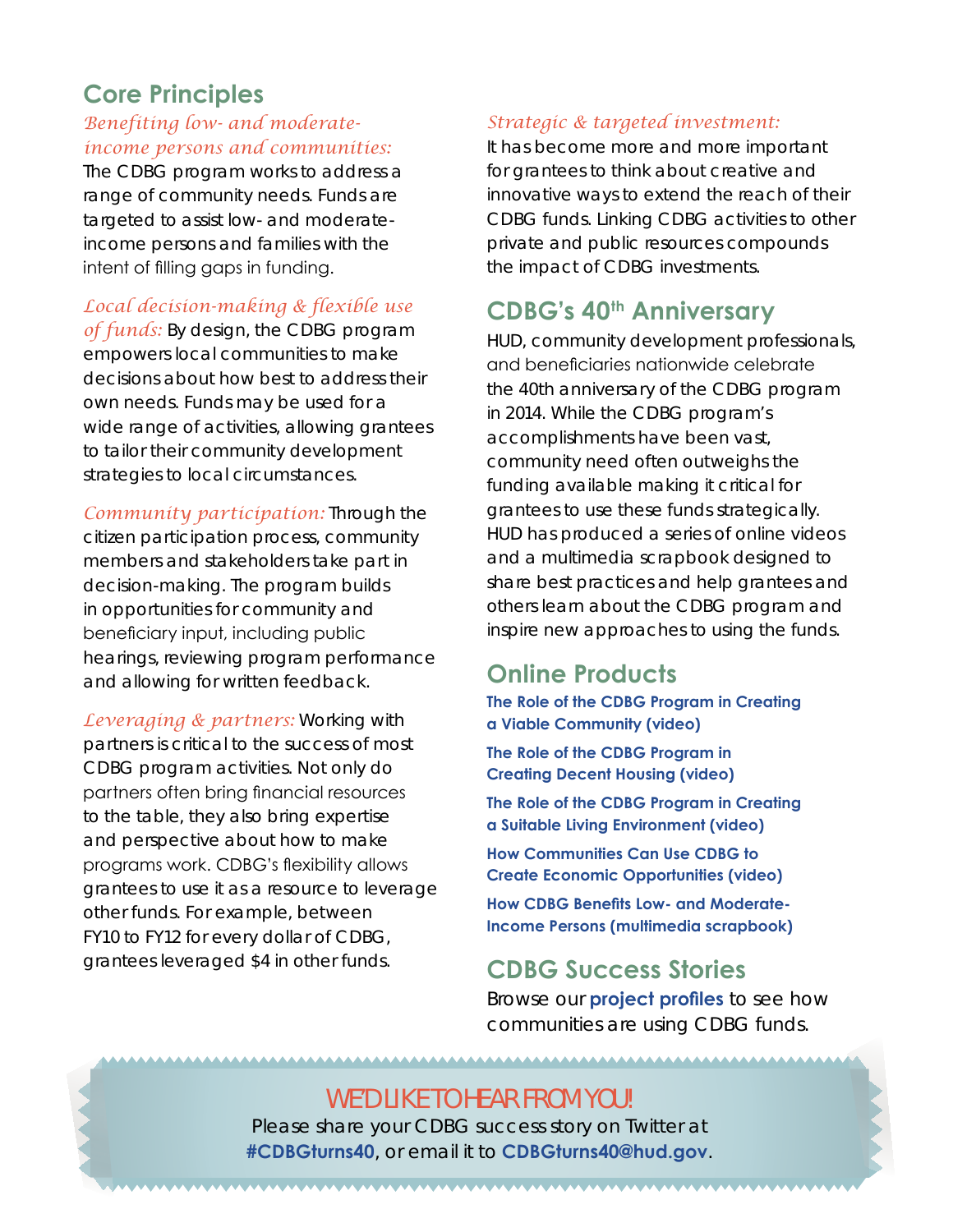## Core Principles

*Benefiting low- and moderate-income persons and communities:* The CDBG program works to address a range of community needs. Funds are targeted to assist low- and moderate-income persons and families with the intent of filling gaps in funding.

*Local decision-making & flexible use of funds:* By design, the CDBG program empowers local communities to make decisions about how best to address their own needs. Funds may be used for a wide range of activities, allowing grantees to tailor their community development strategies to local circumstances.

*Community participation:* Through the citizen participation process, community members and stakeholders take part in decision-making. The program builds in opportunities for community and beneficiary input, including public hearings, reviewing program performance and allowing for written feedback.

*Leveraging & partners:* Working with partners is critical to the success of most CDBG program activities. Not only do partners often bring financial resources to the table, they also bring expertise and perspective about how to make programs work. CDBG's flexibility allows grantees to use it as a resource to leverage other funds. For example, between FY10 to FY12 for every dollar of CDBG, grantees leveraged $4 in other funds.

*Strategic & targeted investment:* It has become more and more important for grantees to think about creative and innovative ways to extend the reach of their CDBG funds. Linking CDBG activities to other private and public resources compounds the impact of CDBG investments.

## CDBG's 40th Anniversary

HUD, community development professionals, and beneficiaries nationwide celebrate the 40th anniversary of the CDBG program in 2014. While the CDBG program's accomplishments have been vast, community need often outweighs the funding available making it critical for grantees to use these funds strategically. HUD has produced a series of online videos and a multimedia scrapbook designed to share best practices and help grantees and others learn about the CDBG program and inspire new approaches to using the funds.

## Online Products

**The Role of the CDBG Program in Creating a Viable Community (video)**

**The Role of the CDBG Program in Creating Decent Housing (video)**

**The Role of the CDBG Program in Creating a Suitable Living Environment (video)**

**How Communities Can Use CDBG to Create Economic Opportunities (video)**

**How CDBG Benefits Low- and Moderate-Income Persons (multimedia scrapbook)**

## CDBG Success Stories

Browse our **project profiles** to see how communities are using CDBG funds.

WE'D LIKE TO HEAR FROM YOU!

Please share your CDBG success story on Twitter at **#CDBGturns40**, or email it to **CDBGturns40@hud.gov**.